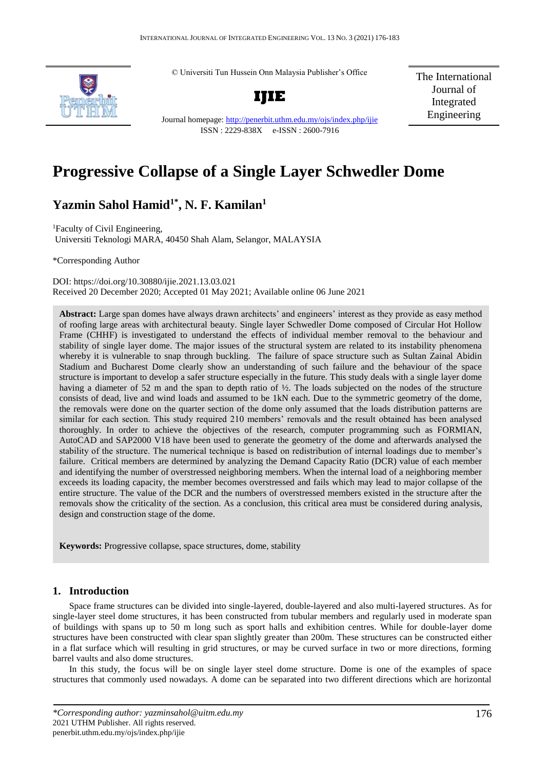© Universiti Tun Hussein Onn Malaysia Publisher's Office

**IJIE**

Journal homepage: http://penerbit.uthm.edu.my/ojs/index.php/ijie

ISSN : 2229-838X e-ISSN : 2600-7916

The International Journal of Integrated Engineering

# Progressive Collapse of a Single Layer Schwedler Dome

## Yazmin Sahol Hamid[1*], N. F. Kamilan[1]

[1]Faculty of Civil Engineering,
Universiti Teknologi MARA, 40450 Shah Alam, Selangor, MALAYSIA

*Corresponding Author

DOI: https://doi.org/10.30880/ijie.2021.13.03.021

Received 20 December 2020; Accepted 01 May 2021; Available online 06 June 2021

**Abstract:** Large span domes have always drawn architects' and engineers' interest as they provide as easy method of roofing large areas with architectural beauty. Single layer Schwedler Dome composed of Circular Hot Hollow Frame (CHHF) is investigated to understand the effects of individual member removal to the behaviour and stability of single layer dome. The major issues of the structural system are related to its instability phenomena whereby it is vulnerable to snap through buckling. The failure of space structure such as Sultan Zainal Abidin Stadium and Bucharest Dome clearly show an understanding of such failure and the behaviour of the space structure is important to develop a safer structure especially in the future. This study deals with a single layer dome having a diameter of 52 m and the span to depth ratio of ½. The loads subjected on the nodes of the structure consists of dead, live and wind loads and assumed to be 1kN each. Due to the symmetric geometry of the dome, the removals were done on the quarter section of the dome only assumed that the loads distribution patterns are similar for each section. This study required 210 members' removals and the result obtained has been analysed thoroughly. In order to achieve the objectives of the research, computer programming such as FORMIAN, AutoCAD and SAP2000 V18 have been used to generate the geometry of the dome and afterwards analysed the stability of the structure. The numerical technique is based on redistribution of internal loadings due to member's failure. Critical members are determined by analyzing the Demand Capacity Ratio (DCR) value of each member and identifying the number of overstressed neighboring members. When the internal load of a neighboring member exceeds its loading capacity, the member becomes overstressed and fails which may lead to major collapse of the entire structure. The value of the DCR and the numbers of overstressed members existed in the structure after the removals show the criticality of the section. As a conclusion, this critical area must be considered during analysis, design and construction stage of the dome.

**Keywords:** Progressive collapse, space structures, dome, stability

## 1. Introduction

Space frame structures can be divided into single-layered, double-layered and also multi-layered structures. As for single-layer steel dome structures, it has been constructed from tubular members and regularly used in moderate span of buildings with spans up to 50 m long such as sport halls and exhibition centres. While for double-layer dome structures have been constructed with clear span slightly greater than 200m. These structures can be constructed either in a flat surface which will resulting in grid structures, or may be curved surface in two or more directions, forming barrel vaults and also dome structures.

In this study, the focus will be on single layer steel dome structure. Dome is one of the examples of space structures that commonly used nowadays. A dome can be separated into two different directions which are horizontal

*\*Corresponding author: yazminsahol@uitm.edu.my*
2021 UTHM Publisher. All rights reserved.
penerbit.uthm.edu.my/ojs/index.php/ijie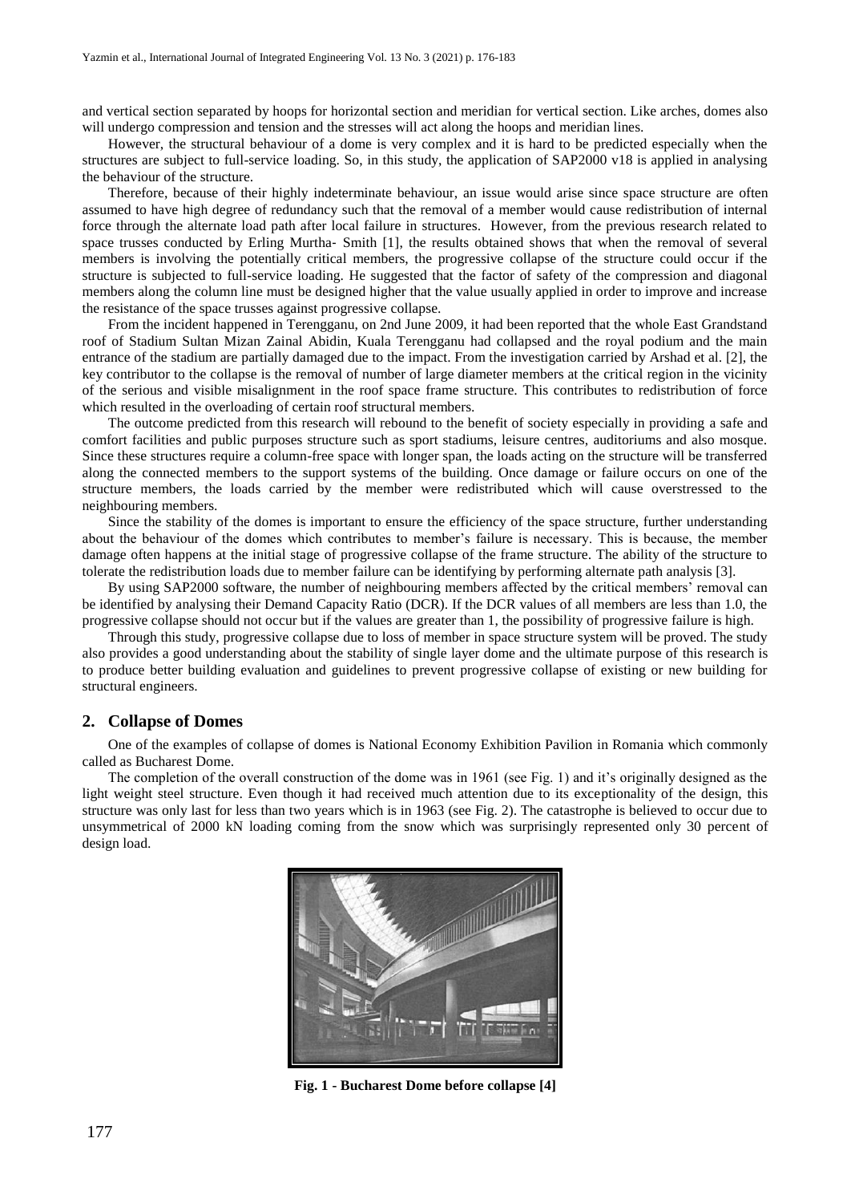and vertical section separated by hoops for horizontal section and meridian for vertical section. Like arches, domes also will undergo compression and tension and the stresses will act along the hoops and meridian lines.

However, the structural behaviour of a dome is very complex and it is hard to be predicted especially when the structures are subject to full-service loading. So, in this study, the application of SAP2000 v18 is applied in analysing the behaviour of the structure.

Therefore, because of their highly indeterminate behaviour, an issue would arise since space structure are often assumed to have high degree of redundancy such that the removal of a member would cause redistribution of internal force through the alternate load path after local failure in structures. However, from the previous research related to space trusses conducted by Erling Murtha- Smith [1], the results obtained shows that when the removal of several members is involving the potentially critical members, the progressive collapse of the structure could occur if the structure is subjected to full-service loading. He suggested that the factor of safety of the compression and diagonal members along the column line must be designed higher that the value usually applied in order to improve and increase the resistance of the space trusses against progressive collapse.

From the incident happened in Terengganu, on 2nd June 2009, it had been reported that the whole East Grandstand roof of Stadium Sultan Mizan Zainal Abidin, Kuala Terengganu had collapsed and the royal podium and the main entrance of the stadium are partially damaged due to the impact. From the investigation carried by Arshad et al. [2], the key contributor to the collapse is the removal of number of large diameter members at the critical region in the vicinity of the serious and visible misalignment in the roof space frame structure. This contributes to redistribution of force which resulted in the overloading of certain roof structural members.

The outcome predicted from this research will rebound to the benefit of society especially in providing a safe and comfort facilities and public purposes structure such as sport stadiums, leisure centres, auditoriums and also mosque. Since these structures require a column-free space with longer span, the loads acting on the structure will be transferred along the connected members to the support systems of the building. Once damage or failure occurs on one of the structure members, the loads carried by the member were redistributed which will cause overstressed to the neighbouring members.

Since the stability of the domes is important to ensure the efficiency of the space structure, further understanding about the behaviour of the domes which contributes to member's failure is necessary. This is because, the member damage often happens at the initial stage of progressive collapse of the frame structure. The ability of the structure to tolerate the redistribution loads due to member failure can be identifying by performing alternate path analysis [3].

By using SAP2000 software, the number of neighbouring members affected by the critical members' removal can be identified by analysing their Demand Capacity Ratio (DCR). If the DCR values of all members are less than 1.0, the progressive collapse should not occur but if the values are greater than 1, the possibility of progressive failure is high.

Through this study, progressive collapse due to loss of member in space structure system will be proved. The study also provides a good understanding about the stability of single layer dome and the ultimate purpose of this research is to produce better building evaluation and guidelines to prevent progressive collapse of existing or new building for structural engineers.

## 2. Collapse of Domes

One of the examples of collapse of domes is National Economy Exhibition Pavilion in Romania which commonly called as Bucharest Dome.

The completion of the overall construction of the dome was in 1961 (see Fig. 1) and it's originally designed as the light weight steel structure. Even though it had received much attention due to its exceptionality of the design, this structure was only last for less than two years which is in 1963 (see Fig. 2). The catastrophe is believed to occur due to unsymmetrical of 2000 kN loading coming from the snow which was surprisingly represented only 30 percent of design load.

**Fig. 1 - Bucharest Dome before collapse [4]**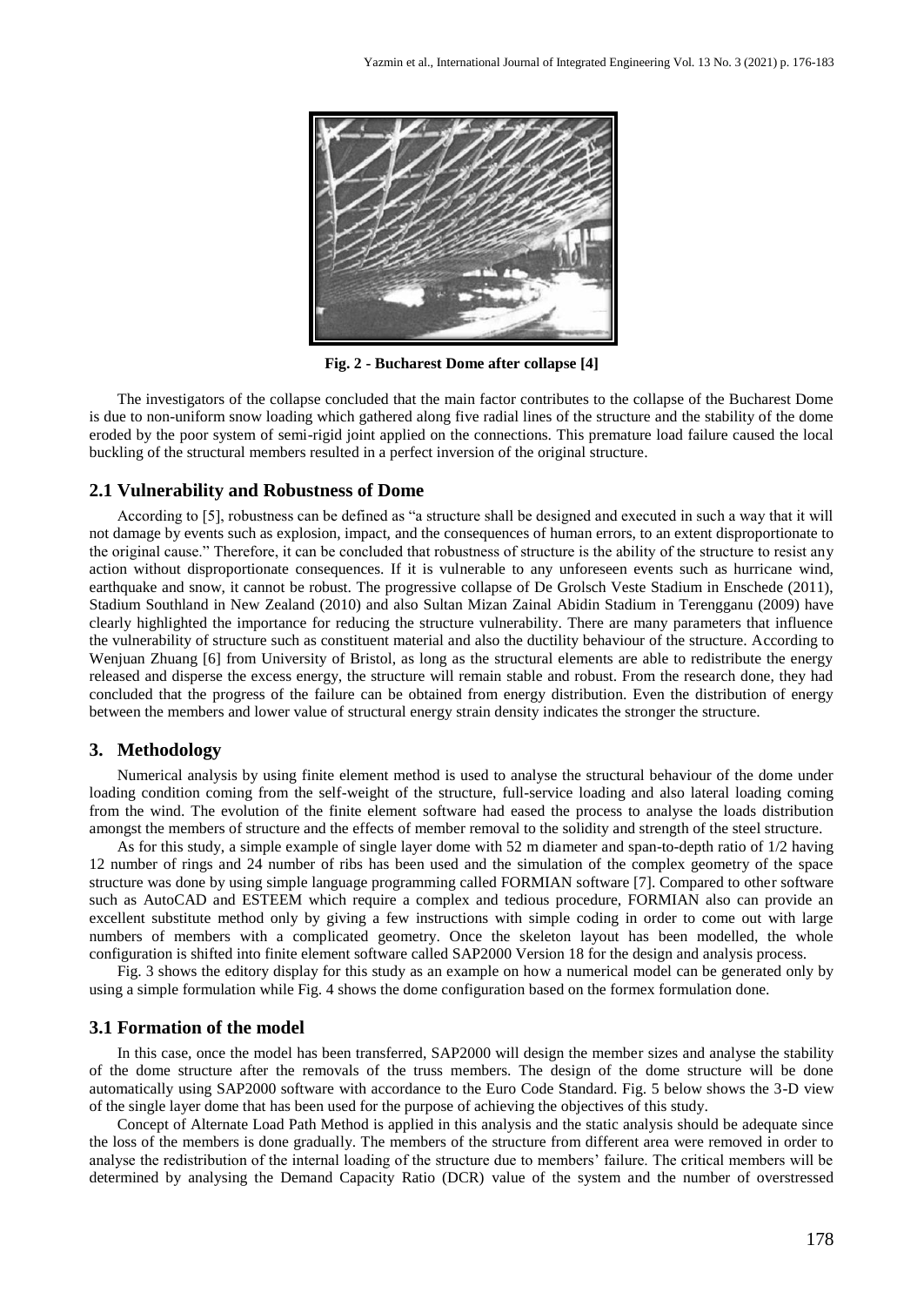**Fig. 2 - Bucharest Dome after collapse [4]**

The investigators of the collapse concluded that the main factor contributes to the collapse of the Bucharest Dome is due to non-uniform snow loading which gathered along five radial lines of the structure and the stability of the dome eroded by the poor system of semi-rigid joint applied on the connections. This premature load failure caused the local buckling of the structural members resulted in a perfect inversion of the original structure.

## 2.1 Vulnerability and Robustness of Dome

According to [5], robustness can be defined as "a structure shall be designed and executed in such a way that it will not damage by events such as explosion, impact, and the consequences of human errors, to an extent disproportionate to the original cause." Therefore, it can be concluded that robustness of structure is the ability of the structure to resist any action without disproportionate consequences. If it is vulnerable to any unforeseen events such as hurricane wind, earthquake and snow, it cannot be robust. The progressive collapse of De Grolsch Veste Stadium in Enschede (2011), Stadium Southland in New Zealand (2010) and also Sultan Mizan Zainal Abidin Stadium in Terengganu (2009) have clearly highlighted the importance for reducing the structure vulnerability. There are many parameters that influence the vulnerability of structure such as constituent material and also the ductility behaviour of the structure. According to Wenjuan Zhuang [6] from University of Bristol, as long as the structural elements are able to redistribute the energy released and disperse the excess energy, the structure will remain stable and robust. From the research done, they had concluded that the progress of the failure can be obtained from energy distribution. Even the distribution of energy between the members and lower value of structural energy strain density indicates the stronger the structure.

# 3. Methodology

Numerical analysis by using finite element method is used to analyse the structural behaviour of the dome under loading condition coming from the self-weight of the structure, full-service loading and also lateral loading coming from the wind. The evolution of the finite element software had eased the process to analyse the loads distribution amongst the members of structure and the effects of member removal to the solidity and strength of the steel structure.

As for this study, a simple example of single layer dome with 52 m diameter and span-to-depth ratio of 1/2 having 12 number of rings and 24 number of ribs has been used and the simulation of the complex geometry of the space structure was done by using simple language programming called FORMIAN software [7]. Compared to other software such as AutoCAD and ESTEEM which require a complex and tedious procedure, FORMIAN also can provide an excellent substitute method only by giving a few instructions with simple coding in order to come out with large numbers of members with a complicated geometry. Once the skeleton layout has been modelled, the whole configuration is shifted into finite element software called SAP2000 Version 18 for the design and analysis process.

Fig. 3 shows the editory display for this study as an example on how a numerical model can be generated only by using a simple formulation while Fig. 4 shows the dome configuration based on the formex formulation done.

## 3.1 Formation of the model

In this case, once the model has been transferred, SAP2000 will design the member sizes and analyse the stability of the dome structure after the removals of the truss members. The design of the dome structure will be done automatically using SAP2000 software with accordance to the Euro Code Standard. Fig. 5 below shows the 3-D view of the single layer dome that has been used for the purpose of achieving the objectives of this study.

Concept of Alternate Load Path Method is applied in this analysis and the static analysis should be adequate since the loss of the members is done gradually. The members of the structure from different area were removed in order to analyse the redistribution of the internal loading of the structure due to members' failure. The critical members will be determined by analysing the Demand Capacity Ratio (DCR) value of the system and the number of overstressed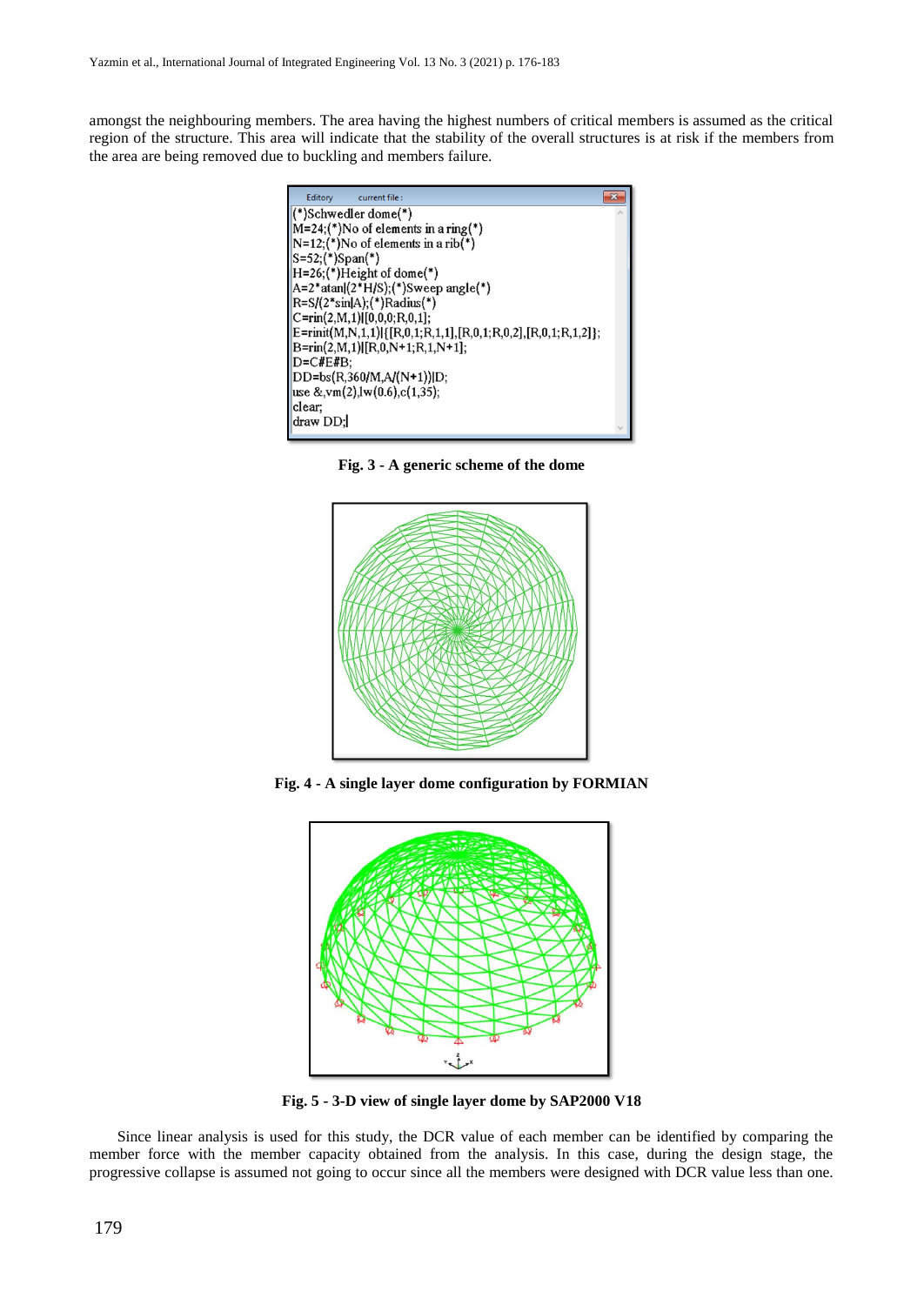amongst the neighbouring members. The area having the highest numbers of critical members is assumed as the critical region of the structure. This area will indicate that the stability of the overall structures is at risk if the members from the area are being removed due to buckling and members failure.

```
(*)Schwedler dome(*)
M=24;(*)No of elements in a ring(*)
N=12;(*)No of elements in a rib(*)
S=52;(*)Span(*)
H=26;(*)Height of dome(*)
A=2*atan|(2*H/S);(*)Sweep angle(*)
R=S/(2*sin|A);(*)Radius(*)
C=rin(2,M,1)|[0,0,0;R,0,1];
E=rinit(M,N,1,1)|{[R,0,1;R,1,1],[R,0,1;R,0,2],[R,0,1;R,1,2]};
B=rin(2,M,1)|[R,0,N+1;R,1,N+1];
D=C#E#B;
DD=bs(R,360/M,A/(N+1))|D;
use &,vm(2),lw(0.6),c(1,35);
clear;
draw DD;
```

**Fig. 3 - A generic scheme of the dome**

**Fig. 4 - A single layer dome configuration by FORMIAN**

**Fig. 5 - 3-D view of single layer dome by SAP2000 V18**

Since linear analysis is used for this study, the DCR value of each member can be identified by comparing the member force with the member capacity obtained from the analysis. In this case, during the design stage, the progressive collapse is assumed not going to occur since all the members were designed with DCR value less than one.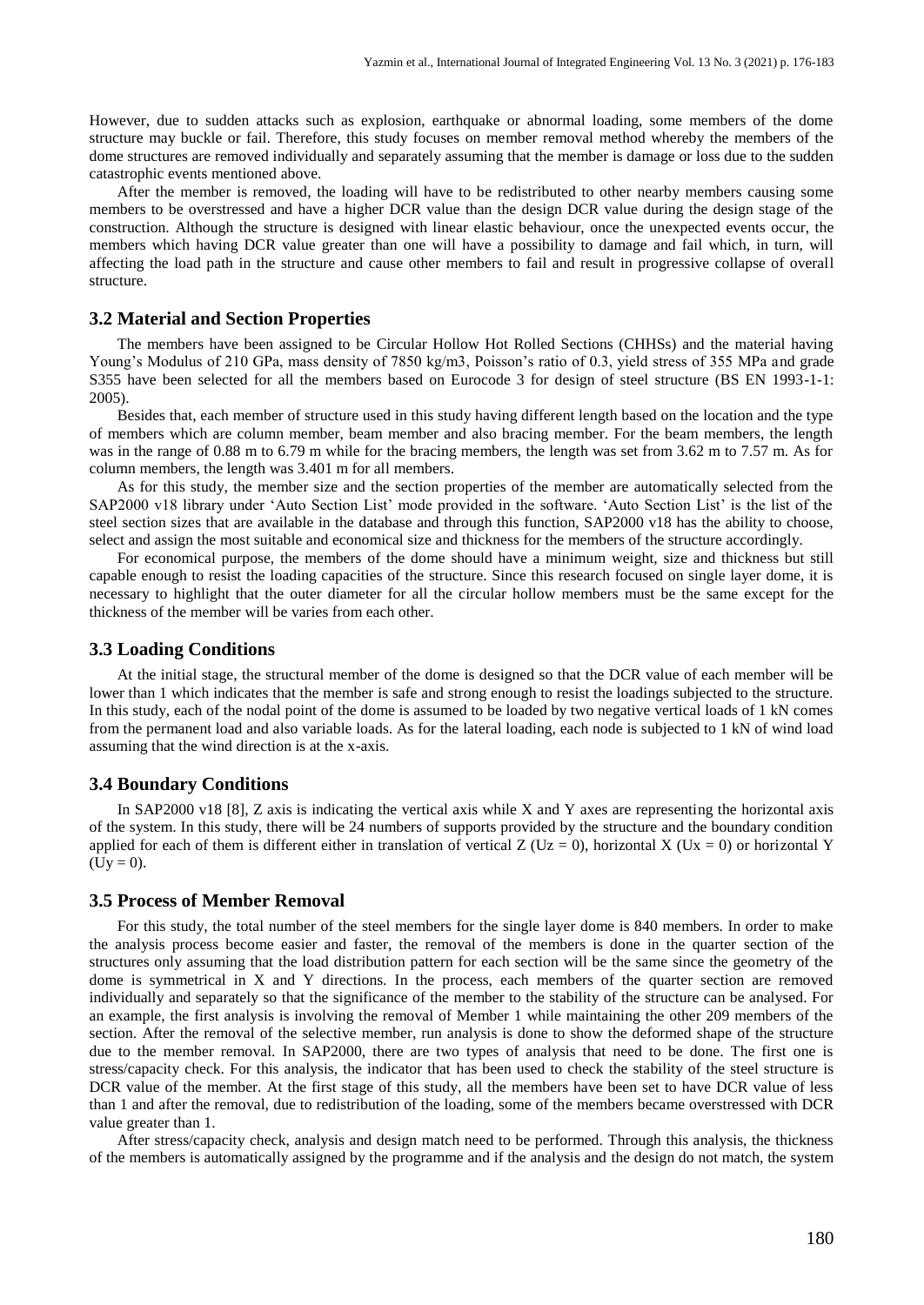However, due to sudden attacks such as explosion, earthquake or abnormal loading, some members of the dome structure may buckle or fail. Therefore, this study focuses on member removal method whereby the members of the dome structures are removed individually and separately assuming that the member is damage or loss due to the sudden catastrophic events mentioned above.

After the member is removed, the loading will have to be redistributed to other nearby members causing some members to be overstressed and have a higher DCR value than the design DCR value during the design stage of the construction. Although the structure is designed with linear elastic behaviour, once the unexpected events occur, the members which having DCR value greater than one will have a possibility to damage and fail which, in turn, will affecting the load path in the structure and cause other members to fail and result in progressive collapse of overall structure.

### 3.2 Material and Section Properties

The members have been assigned to be Circular Hollow Hot Rolled Sections (CHHSs) and the material having Young's Modulus of 210 GPa, mass density of 7850 kg/m3, Poisson's ratio of 0.3, yield stress of 355 MPa and grade S355 have been selected for all the members based on Eurocode 3 for design of steel structure (BS EN 1993-1-1: 2005).

Besides that, each member of structure used in this study having different length based on the location and the type of members which are column member, beam member and also bracing member. For the beam members, the length was in the range of 0.88 m to 6.79 m while for the bracing members, the length was set from 3.62 m to 7.57 m. As for column members, the length was 3.401 m for all members.

As for this study, the member size and the section properties of the member are automatically selected from the SAP2000 v18 library under 'Auto Section List' mode provided in the software. 'Auto Section List' is the list of the steel section sizes that are available in the database and through this function, SAP2000 v18 has the ability to choose, select and assign the most suitable and economical size and thickness for the members of the structure accordingly.

For economical purpose, the members of the dome should have a minimum weight, size and thickness but still capable enough to resist the loading capacities of the structure. Since this research focused on single layer dome, it is necessary to highlight that the outer diameter for all the circular hollow members must be the same except for the thickness of the member will be varies from each other.

### 3.3 Loading Conditions

At the initial stage, the structural member of the dome is designed so that the DCR value of each member will be lower than 1 which indicates that the member is safe and strong enough to resist the loadings subjected to the structure. In this study, each of the nodal point of the dome is assumed to be loaded by two negative vertical loads of 1 kN comes from the permanent load and also variable loads. As for the lateral loading, each node is subjected to 1 kN of wind load assuming that the wind direction is at the x-axis.

### 3.4 Boundary Conditions

In SAP2000 v18 [8], Z axis is indicating the vertical axis while X and Y axes are representing the horizontal axis of the system. In this study, there will be 24 numbers of supports provided by the structure and the boundary condition applied for each of them is different either in translation of vertical Z ($U_z = 0$), horizontal X ($U_x = 0$) or horizontal Y ($U_y = 0$).

### 3.5 Process of Member Removal

For this study, the total number of the steel members for the single layer dome is 840 members. In order to make the analysis process become easier and faster, the removal of the members is done in the quarter section of the structures only assuming that the load distribution pattern for each section will be the same since the geometry of the dome is symmetrical in X and Y directions. In the process, each members of the quarter section are removed individually and separately so that the significance of the member to the stability of the structure can be analysed. For an example, the first analysis is involving the removal of Member 1 while maintaining the other 209 members of the section. After the removal of the selective member, run analysis is done to show the deformed shape of the structure due to the member removal. In SAP2000, there are two types of analysis that need to be done. The first one is stress/capacity check. For this analysis, the indicator that has been used to check the stability of the steel structure is DCR value of the member. At the first stage of this study, all the members have been set to have DCR value of less than 1 and after the removal, due to redistribution of the loading, some of the members became overstressed with DCR value greater than 1.

After stress/capacity check, analysis and design match need to be performed. Through this analysis, the thickness of the members is automatically assigned by the programme and if the analysis and the design do not match, the system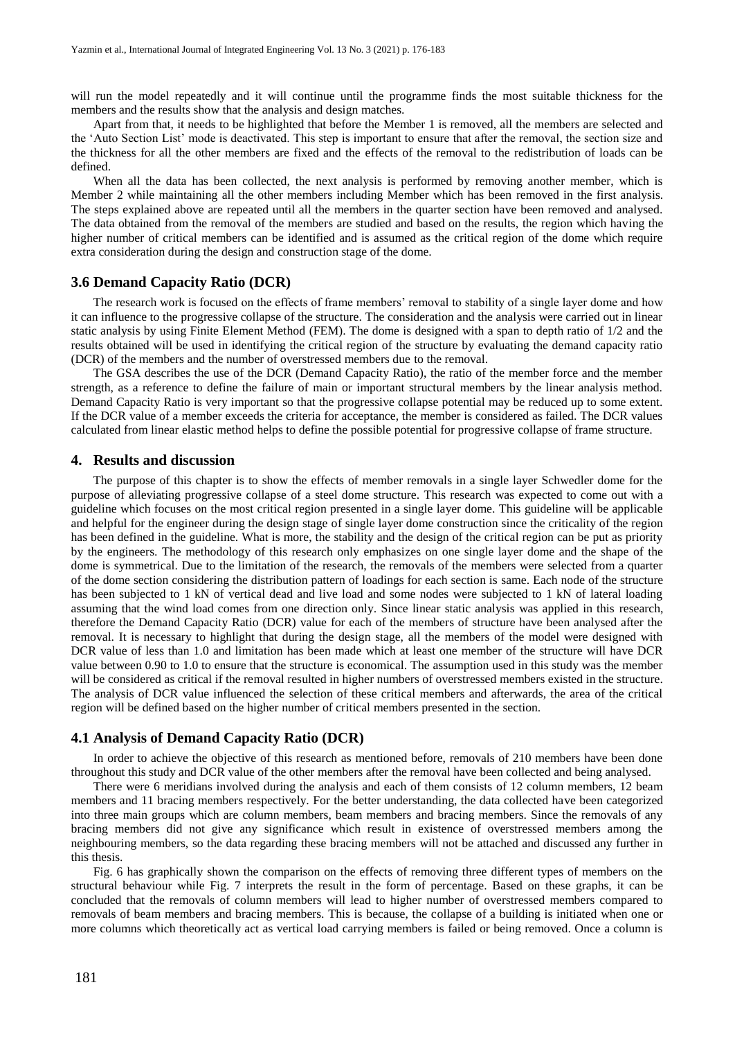will run the model repeatedly and it will continue until the programme finds the most suitable thickness for the members and the results show that the analysis and design matches.

Apart from that, it needs to be highlighted that before the Member 1 is removed, all the members are selected and the 'Auto Section List' mode is deactivated. This step is important to ensure that after the removal, the section size and the thickness for all the other members are fixed and the effects of the removal to the redistribution of loads can be defined.

When all the data has been collected, the next analysis is performed by removing another member, which is Member 2 while maintaining all the other members including Member which has been removed in the first analysis. The steps explained above are repeated until all the members in the quarter section have been removed and analysed. The data obtained from the removal of the members are studied and based on the results, the region which having the higher number of critical members can be identified and is assumed as the critical region of the dome which require extra consideration during the design and construction stage of the dome.

### 3.6 Demand Capacity Ratio (DCR)

The research work is focused on the effects of frame members' removal to stability of a single layer dome and how it can influence to the progressive collapse of the structure. The consideration and the analysis were carried out in linear static analysis by using Finite Element Method (FEM). The dome is designed with a span to depth ratio of 1/2 and the results obtained will be used in identifying the critical region of the structure by evaluating the demand capacity ratio (DCR) of the members and the number of overstressed members due to the removal.

The GSA describes the use of the DCR (Demand Capacity Ratio), the ratio of the member force and the member strength, as a reference to define the failure of main or important structural members by the linear analysis method. Demand Capacity Ratio is very important so that the progressive collapse potential may be reduced up to some extent. If the DCR value of a member exceeds the criteria for acceptance, the member is considered as failed. The DCR values calculated from linear elastic method helps to define the possible potential for progressive collapse of frame structure.

## 4. Results and discussion

The purpose of this chapter is to show the effects of member removals in a single layer Schwedler dome for the purpose of alleviating progressive collapse of a steel dome structure. This research was expected to come out with a guideline which focuses on the most critical region presented in a single layer dome. This guideline will be applicable and helpful for the engineer during the design stage of single layer dome construction since the criticality of the region has been defined in the guideline. What is more, the stability and the design of the critical region can be put as priority by the engineers. The methodology of this research only emphasizes on one single layer dome and the shape of the dome is symmetrical. Due to the limitation of the research, the removals of the members were selected from a quarter of the dome section considering the distribution pattern of loadings for each section is same. Each node of the structure has been subjected to 1 kN of vertical dead and live load and some nodes were subjected to 1 kN of lateral loading assuming that the wind load comes from one direction only. Since linear static analysis was applied in this research, therefore the Demand Capacity Ratio (DCR) value for each of the members of structure have been analysed after the removal. It is necessary to highlight that during the design stage, all the members of the model were designed with DCR value of less than 1.0 and limitation has been made which at least one member of the structure will have DCR value between 0.90 to 1.0 to ensure that the structure is economical. The assumption used in this study was the member will be considered as critical if the removal resulted in higher numbers of overstressed members existed in the structure. The analysis of DCR value influenced the selection of these critical members and afterwards, the area of the critical region will be defined based on the higher number of critical members presented in the section.

### 4.1 Analysis of Demand Capacity Ratio (DCR)

In order to achieve the objective of this research as mentioned before, removals of 210 members have been done throughout this study and DCR value of the other members after the removal have been collected and being analysed.

There were 6 meridians involved during the analysis and each of them consists of 12 column members, 12 beam members and 11 bracing members respectively. For the better understanding, the data collected have been categorized into three main groups which are column members, beam members and bracing members. Since the removals of any bracing members did not give any significance which result in existence of overstressed members among the neighbouring members, so the data regarding these bracing members will not be attached and discussed any further in this thesis.

Fig. 6 has graphically shown the comparison on the effects of removing three different types of members on the structural behaviour while Fig. 7 interprets the result in the form of percentage. Based on these graphs, it can be concluded that the removals of column members will lead to higher number of overstressed members compared to removals of beam members and bracing members. This is because, the collapse of a building is initiated when one or more columns which theoretically act as vertical load carrying members is failed or being removed. Once a column is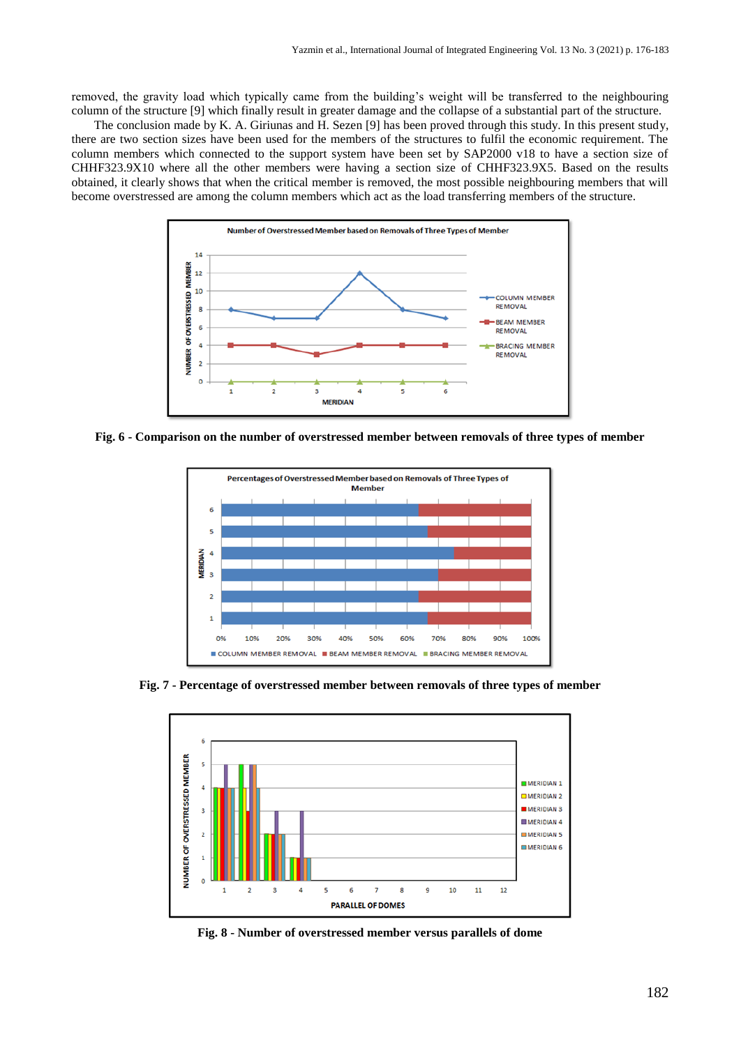removed, the gravity load which typically came from the building's weight will be transferred to the neighbouring column of the structure [9] which finally result in greater damage and the collapse of a substantial part of the structure.

The conclusion made by K. A. Giriunas and H. Sezen [9] has been proved through this study. In this present study, there are two section sizes have been used for the members of the structures to fulfil the economic requirement. The column members which connected to the support system have been set by SAP2000 v18 to have a section size of CHHF323.9X10 where all the other members were having a section size of CHHF323.9X5. Based on the results obtained, it clearly shows that when the critical member is removed, the most possible neighbouring members that will become overstressed are among the column members which act as the load transferring members of the structure.

**Fig. 6 - Comparison on the number of overstressed member between removals of three types of member**

**Fig. 7 - Percentage of overstressed member between removals of three types of member**

**Fig. 8 - Number of overstressed member versus parallels of dome**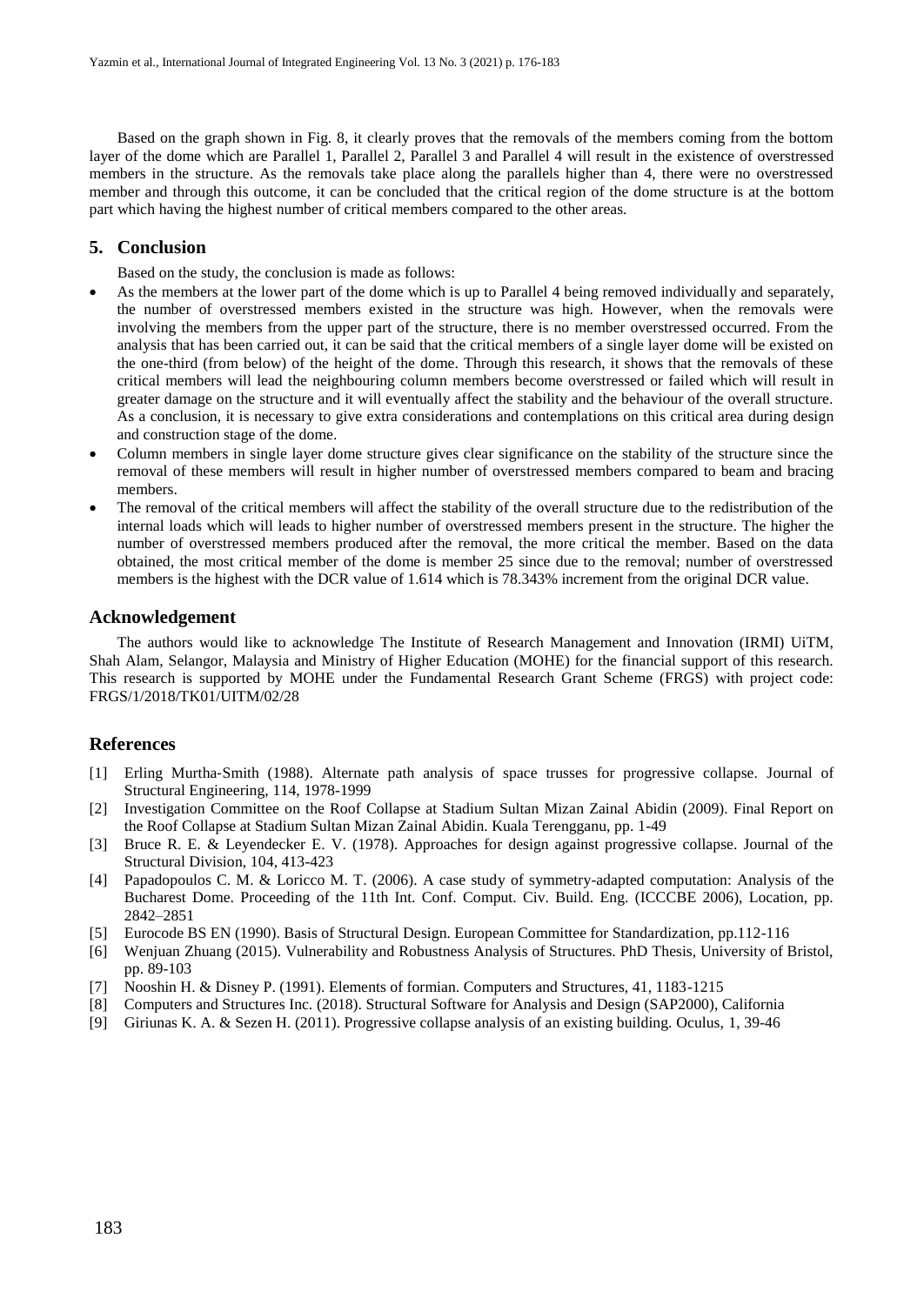Based on the graph shown in Fig. 8, it clearly proves that the removals of the members coming from the bottom layer of the dome which are Parallel 1, Parallel 2, Parallel 3 and Parallel 4 will result in the existence of overstressed members in the structure. As the removals take place along the parallels higher than 4, there were no overstressed member and through this outcome, it can be concluded that the critical region of the dome structure is at the bottom part which having the highest number of critical members compared to the other areas.

## 5. Conclusion

Based on the study, the conclusion is made as follows:

- As the members at the lower part of the dome which is up to Parallel 4 being removed individually and separately, the number of overstressed members existed in the structure was high. However, when the removals were involving the members from the upper part of the structure, there is no member overstressed occurred. From the analysis that has been carried out, it can be said that the critical members of a single layer dome will be existed on the one-third (from below) of the height of the dome. Through this research, it shows that the removals of these critical members will lead the neighbouring column members become overstressed or failed which will result in greater damage on the structure and it will eventually affect the stability and the behaviour of the overall structure. As a conclusion, it is necessary to give extra considerations and contemplations on this critical area during design and construction stage of the dome.
- Column members in single layer dome structure gives clear significance on the stability of the structure since the removal of these members will result in higher number of overstressed members compared to beam and bracing members.
- The removal of the critical members will affect the stability of the overall structure due to the redistribution of the internal loads which will leads to higher number of overstressed members present in the structure. The higher the number of overstressed members produced after the removal, the more critical the member. Based on the data obtained, the most critical member of the dome is member 25 since due to the removal; number of overstressed members is the highest with the DCR value of 1.614 which is 78.343% increment from the original DCR value.

## Acknowledgement

The authors would like to acknowledge The Institute of Research Management and Innovation (IRMI) UiTM, Shah Alam, Selangor, Malaysia and Ministry of Higher Education (MOHE) for the financial support of this research. This research is supported by MOHE under the Fundamental Research Grant Scheme (FRGS) with project code: FRGS/1/2018/TK01/UITM/02/28

## References

[1] Erling Murtha-Smith (1988). Alternate path analysis of space trusses for progressive collapse. Journal of Structural Engineering, 114, 1978-1999

[2] Investigation Committee on the Roof Collapse at Stadium Sultan Mizan Zainal Abidin (2009). Final Report on the Roof Collapse at Stadium Sultan Mizan Zainal Abidin. Kuala Terengganu, pp. 1-49

[3] Bruce R. E. & Leyendecker E. V. (1978). Approaches for design against progressive collapse. Journal of the Structural Division, 104, 413-423

[4] Papadopoulos C. M. & Loricco M. T. (2006). A case study of symmetry-adapted computation: Analysis of the Bucharest Dome. Proceeding of the 11th Int. Conf. Comput. Civ. Build. Eng. (ICCCBE 2006), Location, pp. 2842–2851

[5] Eurocode BS EN (1990). Basis of Structural Design. European Committee for Standardization, pp.112-116

[6] Wenjuan Zhuang (2015). Vulnerability and Robustness Analysis of Structures. PhD Thesis, University of Bristol, pp. 89-103

[7] Nooshin H. & Disney P. (1991). Elements of formian. Computers and Structures, 41, 1183-1215

[8] Computers and Structures Inc. (2018). Structural Software for Analysis and Design (SAP2000), California

[9] Giriunas K. A. & Sezen H. (2011). Progressive collapse analysis of an existing building. Oculus, 1, 39-46